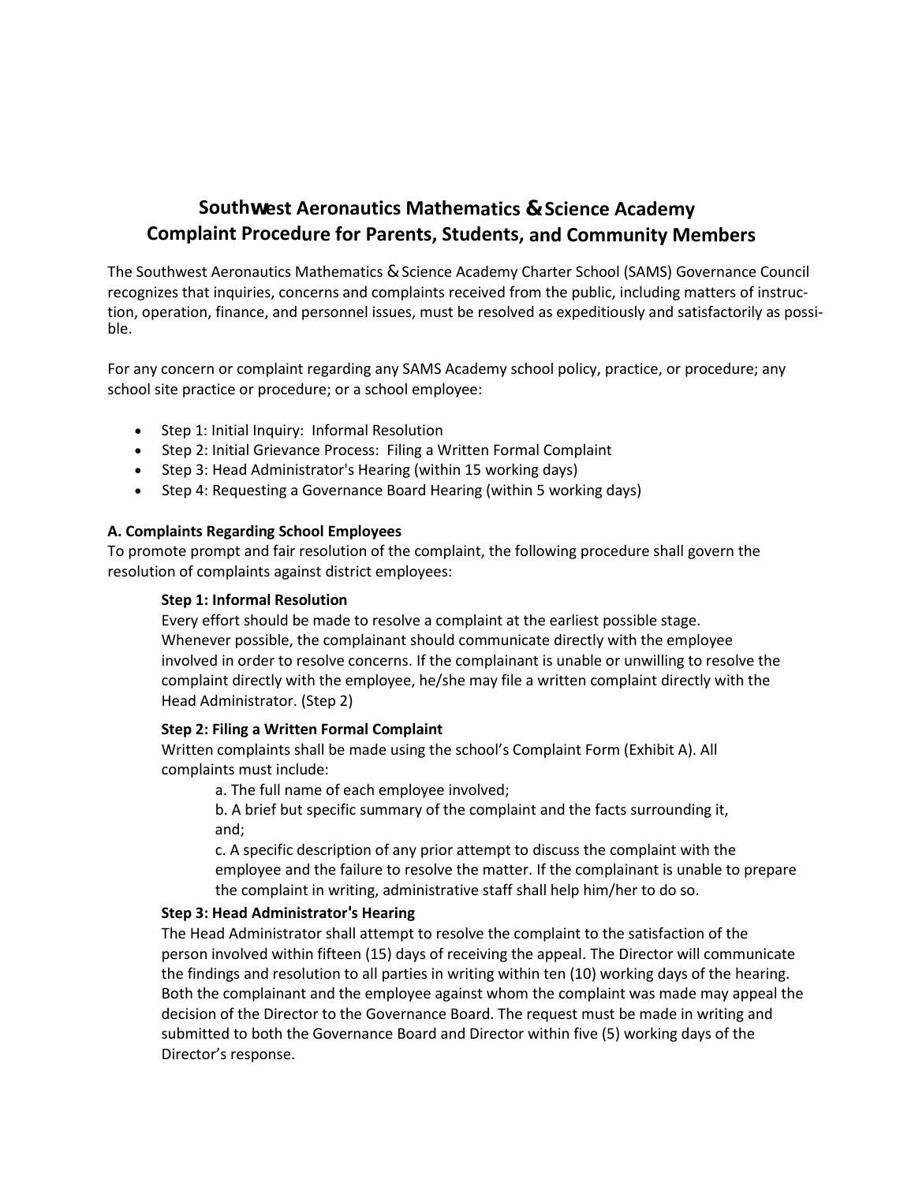# Southwest Aeronautics Mathematics & Science Academy
# Complaint Procedure for Parents, Students, and Community Members

The Southwest Aeronautics Mathematics & Science Academy Charter School (SAMS) Governance Council recognizes that inquiries, concerns and complaints received from the public, including matters of instruction, operation, finance, and personnel issues, must be resolved as expeditiously and satisfactorily as possible.

For any concern or complaint regarding any SAMS Academy school policy, practice, or procedure; any school site practice or procedure; or a school employee:

- Step 1: Initial Inquiry: Informal Resolution
- Step 2: Initial Grievance Process: Filing a Written Formal Complaint
- Step 3: Head Administrator's Hearing (within 15 working days)
- Step 4: Requesting a Governance Board Hearing (within 5 working days)

**A. Complaints Regarding School Employees**

To promote prompt and fair resolution of the complaint, the following procedure shall govern the resolution of complaints against district employees:

**Step 1: Informal Resolution**

Every effort should be made to resolve a complaint at the earliest possible stage. Whenever possible, the complainant should communicate directly with the employee involved in order to resolve concerns. If the complainant is unable or unwilling to resolve the complaint directly with the employee, he/she may file a written complaint directly with the Head Administrator. (Step 2)

**Step 2: Filing a Written Formal Complaint**

Written complaints shall be made using the school's Complaint Form (Exhibit A). All complaints must include:

a. The full name of each employee involved;

b. A brief but specific summary of the complaint and the facts surrounding it, and;

c. A specific description of any prior attempt to discuss the complaint with the employee and the failure to resolve the matter. If the complainant is unable to prepare the complaint in writing, administrative staff shall help him/her to do so.

**Step 3: Head Administrator's Hearing**

The Head Administrator shall attempt to resolve the complaint to the satisfaction of the person involved within fifteen (15) days of receiving the appeal. The Director will communicate the findings and resolution to all parties in writing within ten (10) working days of the hearing. Both the complainant and the employee against whom the complaint was made may appeal the decision of the Director to the Governance Board. The request must be made in writing and submitted to both the Governance Board and Director within five (5) working days of the Director's response.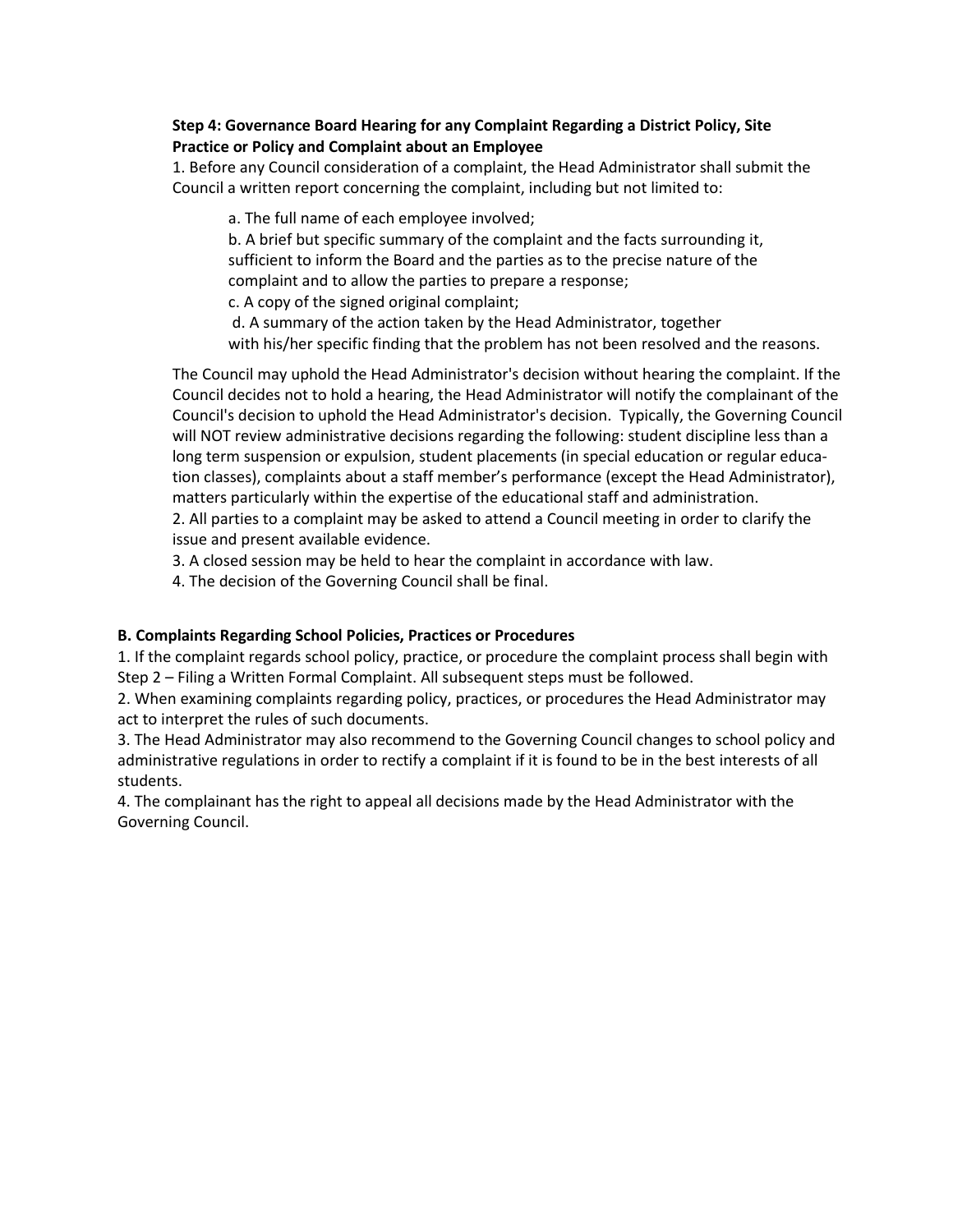**Step 4: Governance Board Hearing for any Complaint Regarding a District Policy, Site Practice or Policy and Complaint about an Employee**

1. Before any Council consideration of a complaint, the Head Administrator shall submit the Council a written report concerning the complaint, including but not limited to:

   a. The full name of each employee involved;
   b. A brief but specific summary of the complaint and the facts surrounding it, sufficient to inform the Board and the parties as to the precise nature of the complaint and to allow the parties to prepare a response;
   c. A copy of the signed original complaint;
   d. A summary of the action taken by the Head Administrator, together with his/her specific finding that the problem has not been resolved and the reasons.

The Council may uphold the Head Administrator's decision without hearing the complaint. If the Council decides not to hold a hearing, the Head Administrator will notify the complainant of the Council's decision to uphold the Head Administrator's decision. Typically, the Governing Council will NOT review administrative decisions regarding the following: student discipline less than a long term suspension or expulsion, student placements (in special education or regular education classes), complaints about a staff member's performance (except the Head Administrator), matters particularly within the expertise of the educational staff and administration.

2. All parties to a complaint may be asked to attend a Council meeting in order to clarify the issue and present available evidence.
3. A closed session may be held to hear the complaint in accordance with law.
4. The decision of the Governing Council shall be final.

**B. Complaints Regarding School Policies, Practices or Procedures**

1. If the complaint regards school policy, practice, or procedure the complaint process shall begin with Step 2 – Filing a Written Formal Complaint. All subsequent steps must be followed.
2. When examining complaints regarding policy, practices, or procedures the Head Administrator may act to interpret the rules of such documents.
3. The Head Administrator may also recommend to the Governing Council changes to school policy and administrative regulations in order to rectify a complaint if it is found to be in the best interests of all students.
4. The complainant has the right to appeal all decisions made by the Head Administrator with the Governing Council.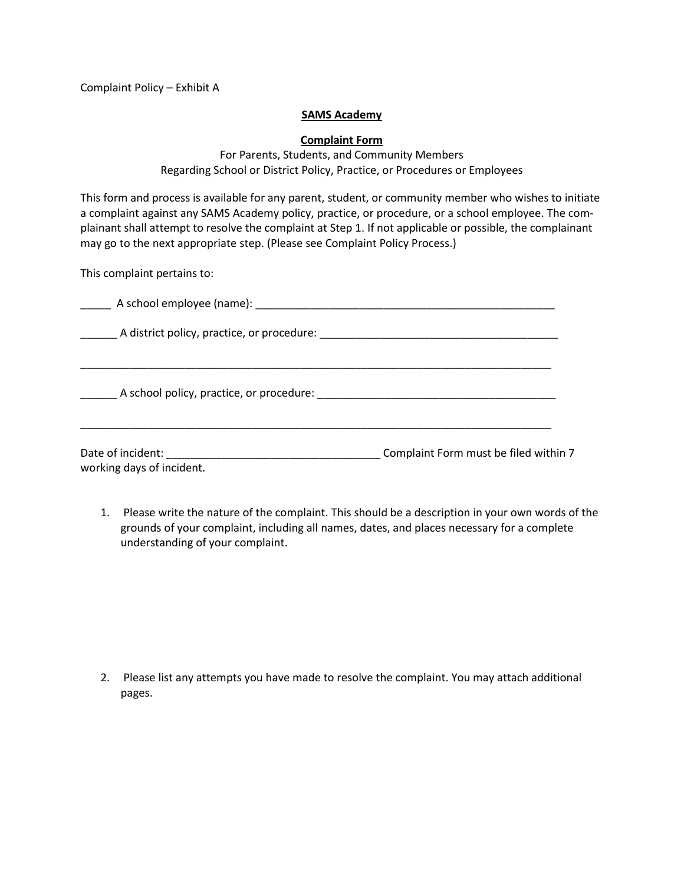Complaint Policy – Exhibit A

**SAMS Academy**

**Complaint Form**

For Parents, Students, and Community Members
Regarding School or District Policy, Practice, or Procedures or Employees

This form and process is available for any parent, student, or community member who wishes to initiate a complaint against any SAMS Academy policy, practice, or procedure, or a school employee. The complainant shall attempt to resolve the complaint at Step 1. If not applicable or possible, the complainant may go to the next appropriate step. (Please see Complaint Policy Process.)

This complaint pertains to:

_____ A school employee (name): ___________________________________________________

______ A district policy, practice, or procedure: ________________________________________

_________________________________________________________________________________

______ A school policy, practice, or procedure: ________________________________________

_________________________________________________________________________________

Date of incident: ___________________________________ Complaint Form must be filed within 7 working days of incident.

1. Please write the nature of the complaint. This should be a description in your own words of the grounds of your complaint, including all names, dates, and places necessary for a complete understanding of your complaint.

2. Please list any attempts you have made to resolve the complaint. You may attach additional pages.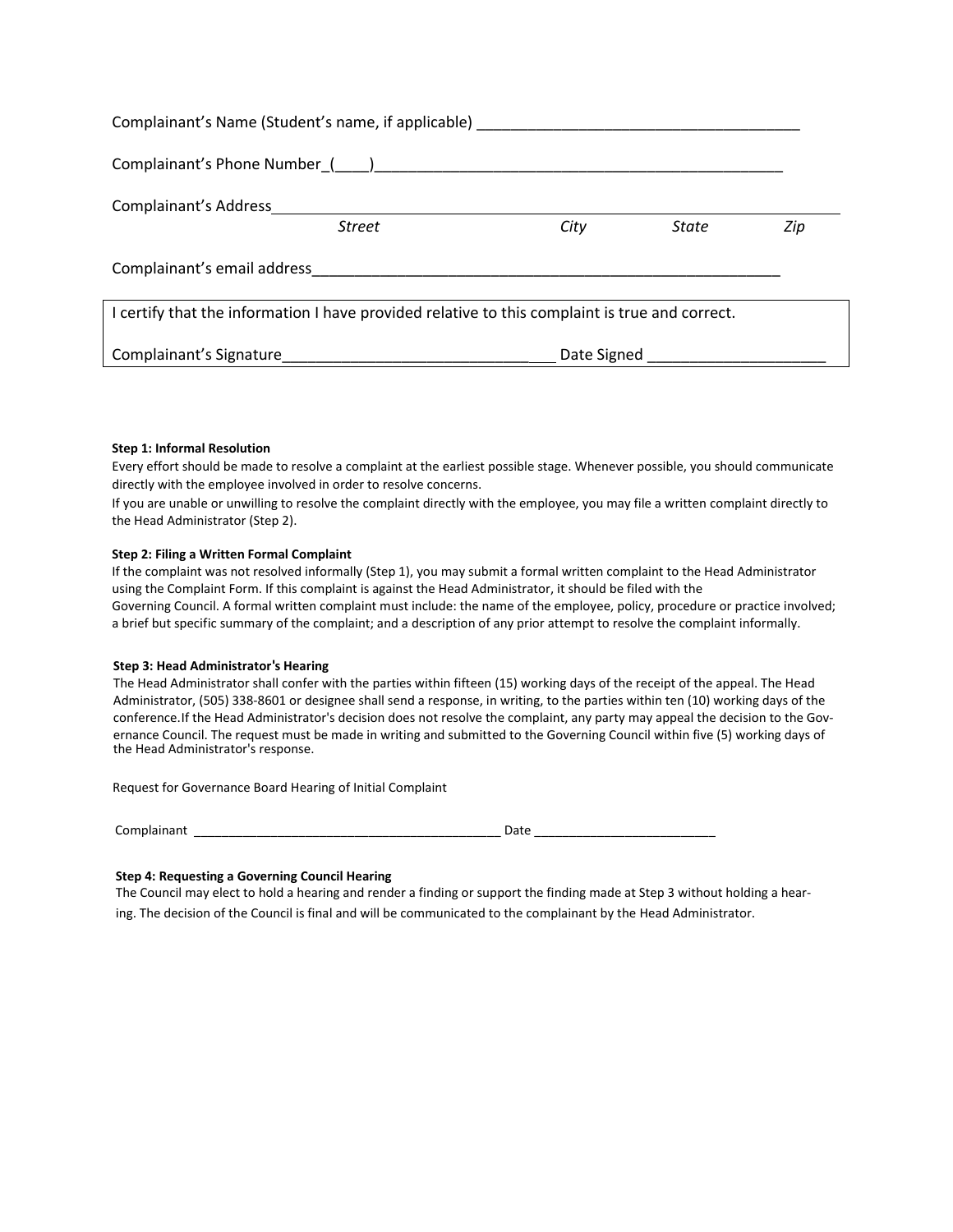Complainant's Name (Student's name, if applicable) ______________________________________

Complainant's Phone Number_(____)_______________________________________________

Complainant's Address_______________________________________________________________
*Street* *City* *State* *Zip*

Complainant's email address________________________________________________________

I certify that the information I have provided relative to this complaint is true and correct.

Complainant's Signature_____________________________ Date Signed ____________________

**Step 1: Informal Resolution**

Every effort should be made to resolve a complaint at the earliest possible stage. Whenever possible, you should communicate directly with the employee involved in order to resolve concerns.

If you are unable or unwilling to resolve the complaint directly with the employee, you may file a written complaint directly to the Head Administrator (Step 2).

**Step 2: Filing a Written Formal Complaint**

If the complaint was not resolved informally (Step 1), you may submit a formal written complaint to the Head Administrator using the Complaint Form. If this complaint is against the Head Administrator, it should be filed with the Governing Council. A formal written complaint must include: the name of the employee, policy, procedure or practice involved; a brief but specific summary of the complaint; and a description of any prior attempt to resolve the complaint informally.

**Step 3: Head Administrator's Hearing**

The Head Administrator shall confer with the parties within fifteen (15) working days of the receipt of the appeal. The Head Administrator, (505) 338-8601 or designee shall send a response, in writing, to the parties within ten (10) working days of the conference.If the Head Administrator's decision does not resolve the complaint, any party may appeal the decision to the Governance Council. The request must be made in writing and submitted to the Governing Council within five (5) working days of the Head Administrator's response.

Request for Governance Board Hearing of Initial Complaint

Complainant ____________________________________________ Date _________________________

**Step 4: Requesting a Governing Council Hearing**

The Council may elect to hold a hearing and render a finding or support the finding made at Step 3 without holding a hearing. The decision of the Council is final and will be communicated to the complainant by the Head Administrator.